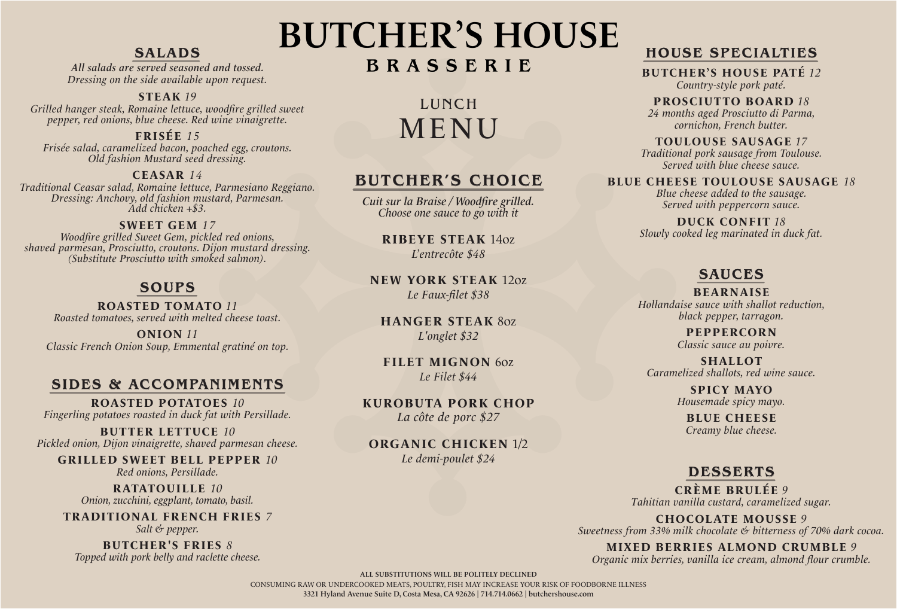# BUTCHER'S HOUSE

**BRASSERIE**

LUNCH

MENU

## SALADS

*All salads are served seasoned and tossed.*
*Dressing on the side available upon request.*

**STEAK** *19*
*Grilled hanger steak, Romaine lettuce, woodfire grilled sweet pepper, red onions, blue cheese. Red wine vinaigrette.*

**FRISÉE** *15*
*Frisée salad, caramelized bacon, poached egg, croutons. Old fashion Mustard seed dressing.*

**CEASAR** *14*
*Traditional Ceasar salad, Romaine lettuce, Parmesiano Reggiano. Dressing: Anchovy, old fashion mustard, Parmesan. Add chicken +$3.*

**SWEET GEM** *17*
*Woodfire grilled Sweet Gem, pickled red onions, shaved parmesan, Prosciutto, croutons. Dijon mustard dressing. (Substitute Prosciutto with smoked salmon).*

## SOUPS

**ROASTED TOMATO** *11*
*Roasted tomatoes, served with melted cheese toast.*

**ONION** *11*
*Classic French Onion Soup, Emmental gratiné on top.*

## SIDES & ACCOMPANIMENTS

**ROASTED POTATOES** *10*
*Fingerling potatoes roasted in duck fat with Persillade.*

**BUTTER LETTUCE** *10*
*Pickled onion, Dijon vinaigrette, shaved parmesan cheese.*

**GRILLED SWEET BELL PEPPER** *10*
*Red onions, Persillade.*

**RATATOUILLE** *10*
*Onion, zucchini, eggplant, tomato, basil.*

**TRADITIONAL FRENCH FRIES** *7*
*Salt & pepper.*

**BUTCHER'S FRIES** *8*
*Topped with pork belly and raclette cheese.*

## BUTCHER'S CHOICE

*Cuit sur la Braise / Woodfire grilled.*
*Choose one sauce to go with it*

**RIBEYE STEAK** 14oz
*L'entrecôte $48*

**NEW YORK STEAK** 12oz
*Le Faux-filet $38*

**HANGER STEAK** 8oz
*L'onglet $32*

**FILET MIGNON** 6oz
*Le Filet $44*

**KUROBUTA PORK CHOP**
*La côte de porc $27*

**ORGANIC CHICKEN** 1/2
*Le demi-poulet $24*

## HOUSE SPECIALTIES

**BUTCHER'S HOUSE PATÉ** *12*
*Country-style pork paté.*

**PROSCIUTTO BOARD** *18*
*24 months aged Prosciutto di Parma, cornichon, French butter.*

**TOULOUSE SAUSAGE** *17*
*Traditional pork sausage from Toulouse. Served with blue cheese sauce.*

**BLUE CHEESE TOULOUSE SAUSAGE** *18*
*Blue cheese added to the sausage. Served with peppercorn sauce.*

**DUCK CONFIT** *18*
*Slowly cooked leg marinated in duck fat.*

## SAUCES

**BEARNAISE**
*Hollandaise sauce with shallot reduction, black pepper, tarragon.*

**PEPPERCORN**
*Classic sauce au poivre.*

**SHALLOT**
*Caramelized shallots, red wine sauce.*

**SPICY MAYO**
*Housemade spicy mayo.*

**BLUE CHEESE**
*Creamy blue cheese.*

## DESSERTS

**CRÈME BRULÉE** *9*
*Tahitian vanilla custard, caramelized sugar.*

**CHOCOLATE MOUSSE** *9*
*Sweetness from 33% milk chocolate & bitterness of 70% dark cocoa.*

**MIXED BERRIES ALMOND CRUMBLE** *9*
*Organic mix berries, vanilla ice cream, almond flour crumble.*

**ALL SUBSTITUTIONS WILL BE POLITELY DECLINED**

CONSUMING RAW OR UNDERCOOKED MEATS, POULTRY, FISH MAY INCREASE YOUR RISK OF FOODBORNE ILLNESS

3321 Hyland Avenue Suite D, Costa Mesa, CA 92626 | 714.714.0662 | butchershouse.com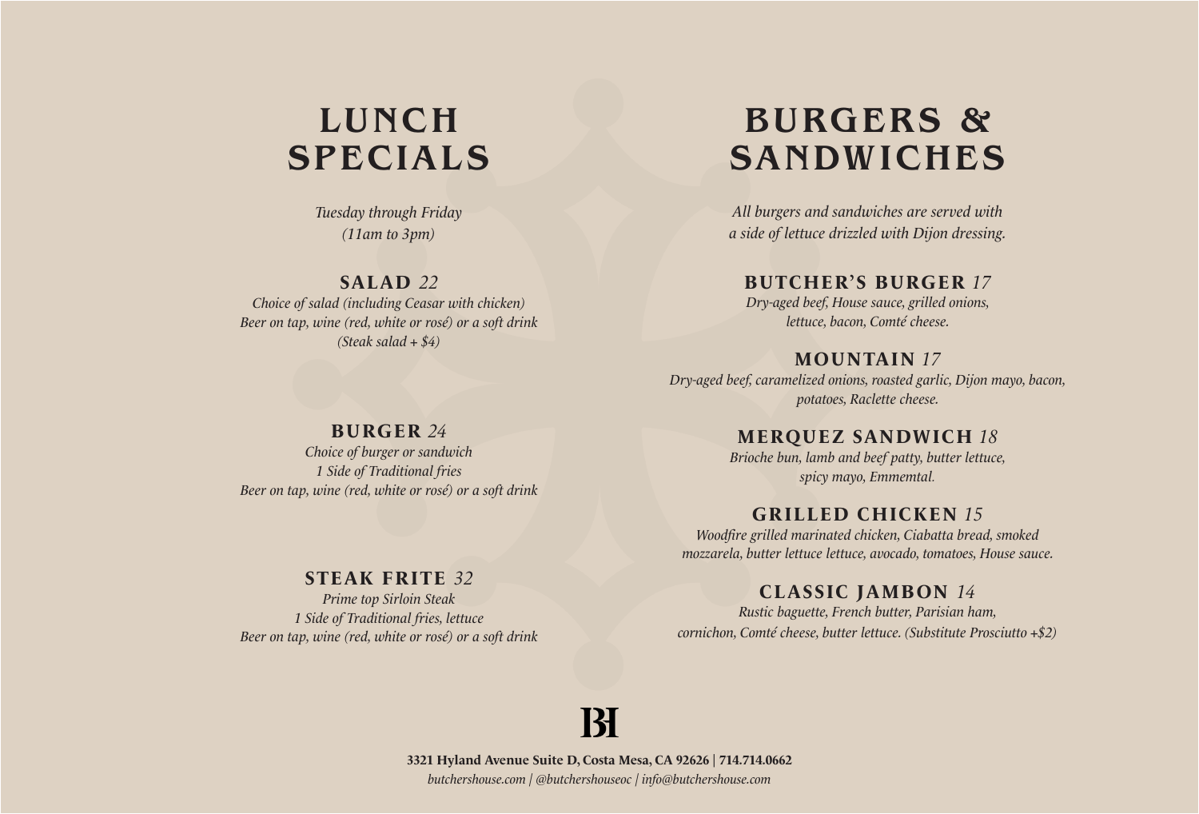# LUNCH SPECIALS

*Tuesday through Friday*
*(11am to 3pm)*

### SALAD *22*

*Choice of salad (including Ceasar with chicken)*
*Beer on tap, wine (red, white or rosé) or a soft drink*
*(Steak salad + $4)*

### BURGER *24*

*Choice of burger or sandwich*
*1 Side of Traditional fries*
*Beer on tap, wine (red, white or rosé) or a soft drink*

### STEAK FRITE *32*

*Prime top Sirloin Steak*
*1 Side of Traditional fries, lettuce*
*Beer on tap, wine (red, white or rosé) or a soft drink*

# BURGERS & SANDWICHES

*All burgers and sandwiches are served with a side of lettuce drizzled with Dijon dressing.*

### BUTCHER'S BURGER *17*

*Dry-aged beef, House sauce, grilled onions, lettuce, bacon, Comté cheese.*

### MOUNTAIN *17*

*Dry-aged beef, caramelized onions, roasted garlic, Dijon mayo, bacon, potatoes, Raclette cheese.*

### MERQUEZ SANDWICH *18*

*Brioche bun, lamb and beef patty, butter lettuce, spicy mayo, Emmemtal.*

### GRILLED CHICKEN *15*

*Woodfire grilled marinated chicken, Ciabatta bread, smoked mozzarela, butter lettuce lettuce, avocado, tomatoes, House sauce.*

### CLASSIC JAMBON *14*

*Rustic baguette, French butter, Parisian ham, cornichon, Comté cheese, butter lettuce. (Substitute Prosciutto +$2)*

BH

**3321 Hyland Avenue Suite D, Costa Mesa, CA 92626 | 714.714.0662**
*butchershouse.com | @butchershouseoc | info@butchershouse.com*